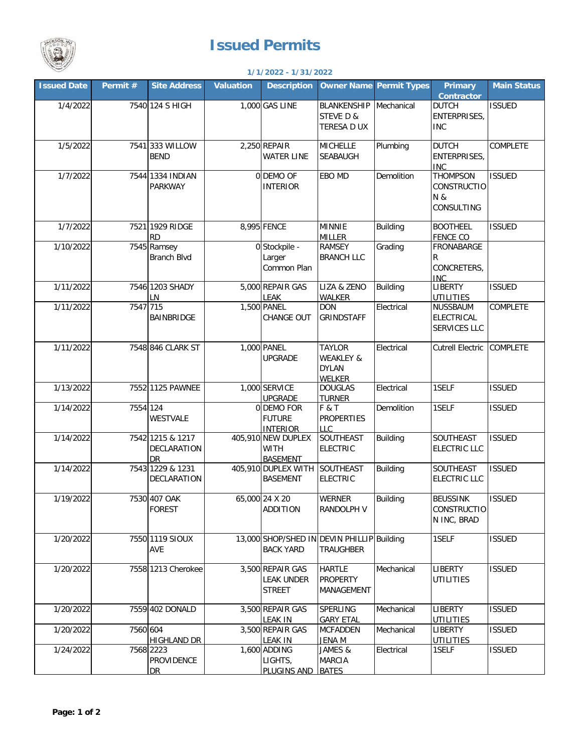# Issued Permits

**1/1/2022 - 1/31/2022**

| Issued Date | Permit # | Site Address | Valuation | Description | Owner Name | Permit Types | Primary Contractor | Main Status |
|---|---|---|---|---|---|---|---|---|
| 1/4/2022 | 7540 | 124 S HIGH | 1,000 | GAS LINE | BLANKENSHIP STEVE D & TERESA D UX | Mechanical | DUTCH ENTERPRISES, INC | ISSUED |
| 1/5/2022 | 7541 | 333 WILLOW BEND | 2,250 | REPAIR WATER LINE | MICHELLE SEABAUGH | Plumbing | DUTCH ENTERPRISES, INC | COMPLETE |
| 1/7/2022 | 7544 | 1334 INDIAN PARKWAY | 0 | DEMO OF INTERIOR | EBO MD | Demolition | THOMPSON CONSTRUCTION & CONSULTING | ISSUED |
| 1/7/2022 | 7521 | 1929 RIDGE RD | 8,995 | FENCE | MINNIE MILLER | Building | BOOTHEEL FENCE CO | ISSUED |
| 1/10/2022 | 7545 | Ramsey Branch Blvd | 0 | Stockpile - Larger Common Plan | RAMSEY BRANCH LLC | Grading | FRONABARGER CONCRETERS, INC | |
| 1/11/2022 | 7546 | 1203 SHADY LN | 5,000 | REPAIR GAS LEAK | LIZA & ZENO WALKER | Building | LIBERTY UTILITIES | ISSUED |
| 1/11/2022 | 7547 | 715 BAINBRIDGE | 1,500 | PANEL CHANGE OUT | DON GRINDSTAFF | Electrical | NUSSBAUM ELECTRICAL SERVICES LLC | COMPLETE |
| 1/11/2022 | 7548 | 846 CLARK ST | 1,000 | PANEL UPGRADE | TAYLOR WEAKLEY & DYLAN WELKER | Electrical | Cutrell Electric | COMPLETE |
| 1/13/2022 | 7552 | 1125 PAWNEE | 1,000 | SERVICE UPGRADE | DOUGLAS TURNER | Electrical | 1SELF | ISSUED |
| 1/14/2022 | 7554 | 124 WESTVALE | 0 | DEMO FOR FUTURE INTERIOR | F & T PROPERTIES LLC | Demolition | 1SELF | ISSUED |
| 1/14/2022 | 7542 | 1215 & 1217 DECLARATION DR | 405,910 | NEW DUPLEX WITH BASEMENT | SOUTHEAST ELECTRIC | Building | SOUTHEAST ELECTRIC LLC | ISSUED |
| 1/14/2022 | 7543 | 1229 & 1231 DECLARATION | 405,910 | DUPLEX WITH BASEMENT | SOUTHEAST ELECTRIC | Building | SOUTHEAST ELECTRIC LLC | ISSUED |
| 1/19/2022 | 7530 | 407 OAK FOREST | 65,000 | 24 X 20 ADDITION | WERNER RANDOLPH V | Building | BEUSSINK CONSTRUCTION INC, BRAD | ISSUED |
| 1/20/2022 | 7550 | 1119 SIOUX AVE | 13,000 | SHOP/SHED IN BACK YARD | DEVIN PHILLIP TRAUGHBER | Building | 1SELF | ISSUED |
| 1/20/2022 | 7558 | 1213 Cherokee | 3,500 | REPAIR GAS LEAK UNDER STREET | HARTLE PROPERTY MANAGEMENT | Mechanical | LIBERTY UTILITIES | ISSUED |
| 1/20/2022 | 7559 | 402 DONALD | 3,500 | REPAIR GAS LEAK IN | SPERLING GARY ETAL | Mechanical | LIBERTY UTILITIES | ISSUED |
| 1/20/2022 | 7560 | 604 HIGHLAND DR | 3,500 | REPAIR GAS LEAK IN | MCFADDEN JENA M | Mechanical | LIBERTY UTILITIES | ISSUED |
| 1/24/2022 | 7568 | 2223 PROVIDENCE DR | 1,600 | ADDING LIGHTS, PLUGINS AND | JAMES & MARCIA BATES | Electrical | 1SELF | ISSUED |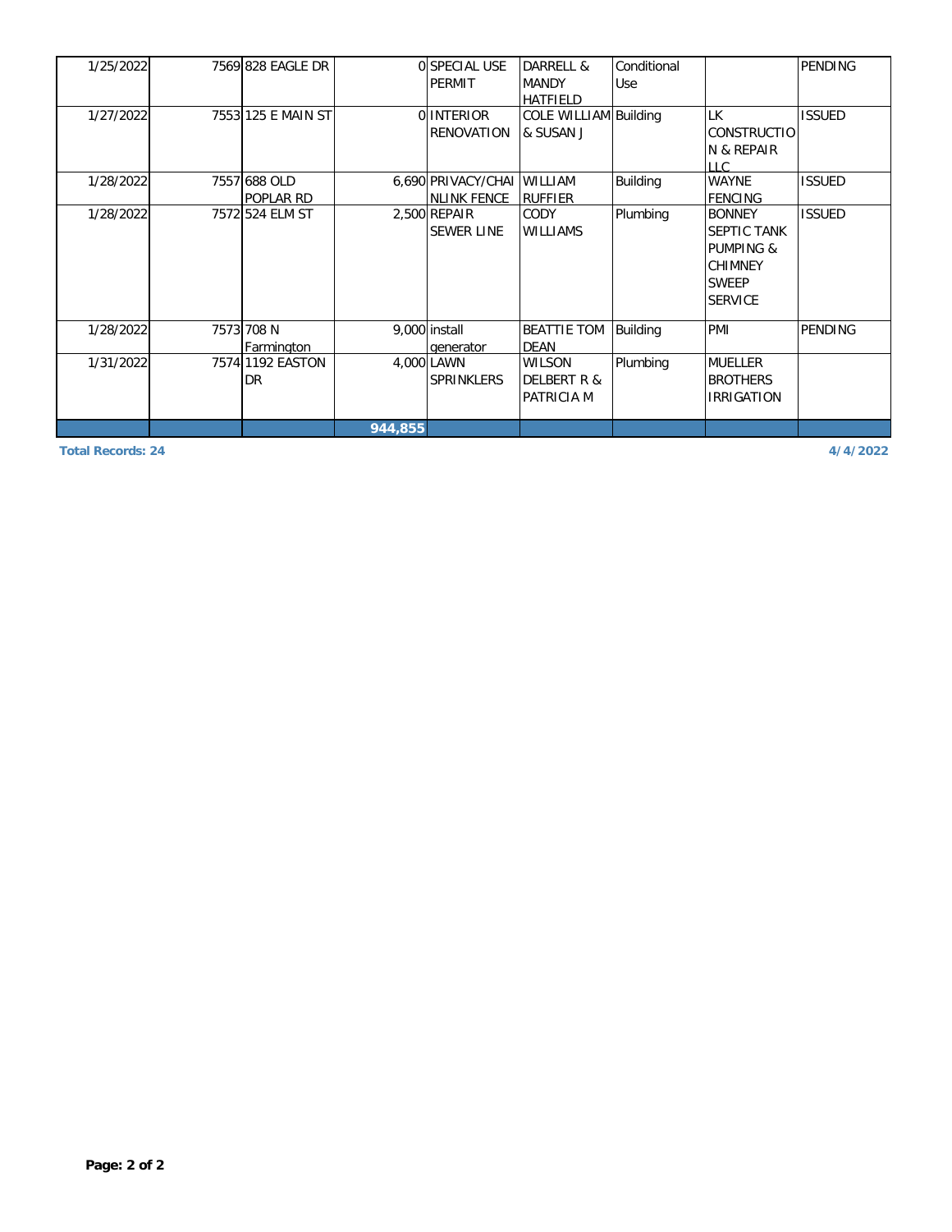| | | | | | | | | |
|---|---|---|---|---|---|---|---|---|
| 1/25/2022 | 7569 | 828 EAGLE DR | 0 | SPECIAL USE PERMIT | DARRELL & MANDY HATFIELD | Conditional Use | | PENDING |
| 1/27/2022 | 7553 | 125 E MAIN ST | 0 | INTERIOR RENOVATION | COLE WILLIAM & SUSAN J | Building | LK CONSTRUCTION & REPAIR LLC | ISSUED |
| 1/28/2022 | 7557 | 688 OLD POPLAR RD | 6,690 | PRIVACY/CHAINLINK FENCE | WILLIAM RUFFIER | Building | WAYNE FENCING | ISSUED |
| 1/28/2022 | 7572 | 524 ELM ST | 2,500 | REPAIR SEWER LINE | CODY WILLIAMS | Plumbing | BONNEY SEPTIC TANK PUMPING & CHIMNEY SWEEP SERVICE | ISSUED |
| 1/28/2022 | 7573 | 708 N Farmington | 9,000 | install generator | BEATTIE TOM DEAN | Building | PMI | PENDING |
| 1/31/2022 | 7574 | 1192 EASTON DR | 4,000 | LAWN SPRINKLERS | WILSON DELBERT R & PATRICIA M | Plumbing | MUELLER BROTHERS IRRIGATION | |
| | | | **944,855** | | | | | |

**Total Records: 24**

**4/4/2022**